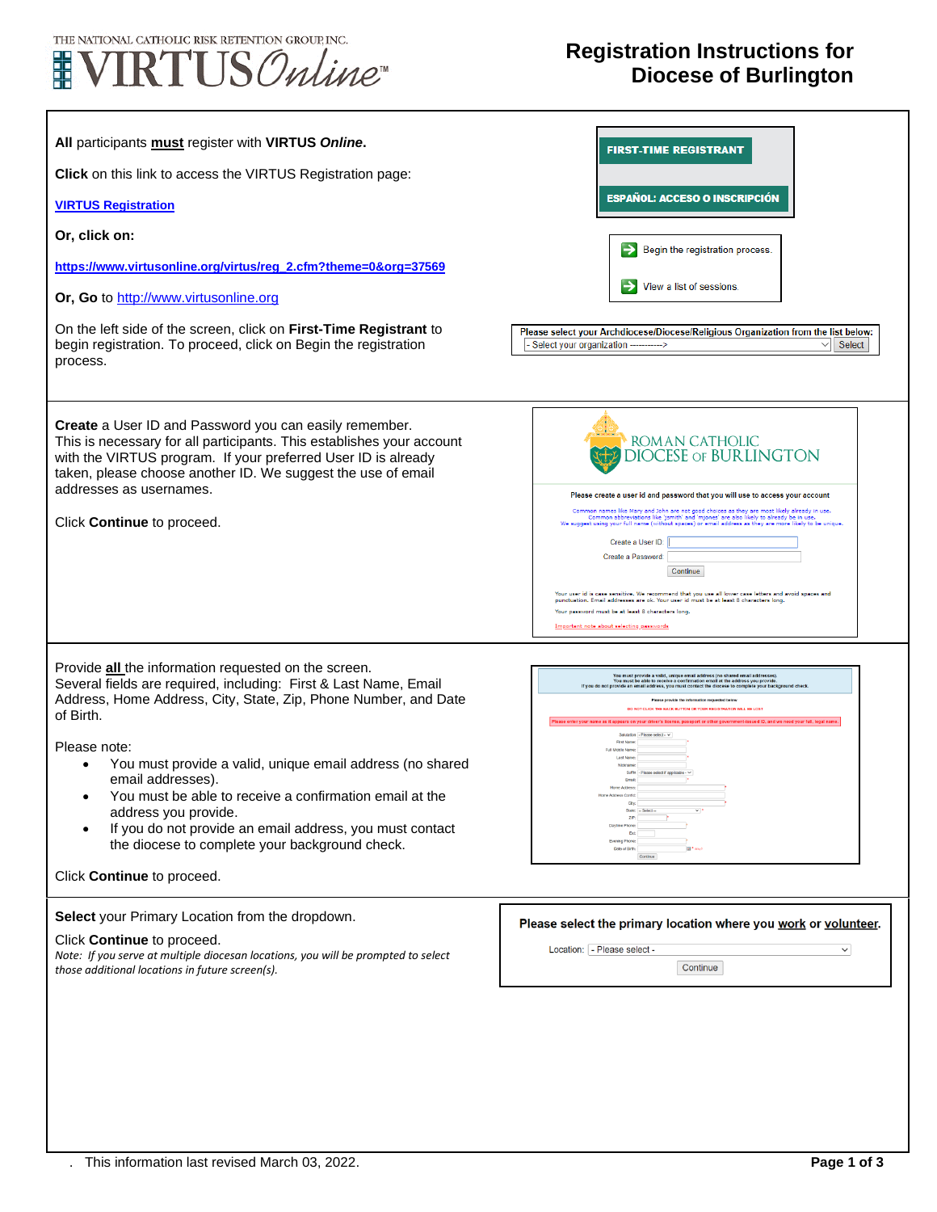THE NATIONAL CATHOLIC RISK RETENTION GROUP, INC.
VIRTUS Online™

# Registration Instructions for Diocese of Burlington

**All** participants **must** register with **VIRTUS *Online*.**

**Click** on this link to access the VIRTUS Registration page:

**VIRTUS Registration**

**Or, click on:**

**https://www.virtusonline.org/virtus/reg_2.cfm?theme=0&org=37569**

**Or, Go** to http://www.virtusonline.org

On the left side of the screen, click on **First-Time Registrant** to begin registration. To proceed, click on Begin the registration process.

FIRST-TIME REGISTRANT

ESPAÑOL: ACCESO O INSCRIPCIÓN

Begin the registration process.

View a list of sessions.

Please select your Archdiocese/Diocese/Religious Organization from the list below:

- Select your organization -----------> Select

---

**Create** a User ID and Password you can easily remember. This is necessary for all participants. This establishes your account with the VIRTUS program. If your preferred User ID is already taken, please choose another ID. We suggest the use of email addresses as usernames.

Click **Continue** to proceed.

ROMAN CATHOLIC DIOCESE OF BURLINGTON

Please create a user id and password that you will use to access your account

Common names like Mary and John are not good choices as they are most likely already in use. Common abbreviations like 'jsmith' and 'mjones' are also likely to already be in use. We suggest using your full name (without spaces) or email address as they are more likely to be unique.

Create a User ID:

Create a Password:

Continue

Your user id is case sensitive. We recommend that you use all lower case letters and avoid spaces and punctuation. Email addresses are ok. Your user id must be at least 8 characters long.

Your password must be at least 8 characters long.

Important note about selecting passwords

---

Provide **all** the information requested on the screen. Several fields are required, including: First & Last Name, Email Address, Home Address, City, State, Zip, Phone Number, and Date of Birth.

Please note:

- You must provide a valid, unique email address (no shared email addresses).
- You must be able to receive a confirmation email at the address you provide.
- If you do not provide an email address, you must contact the diocese to complete your background check.

Click **Continue** to proceed.

---

**Select** your Primary Location from the dropdown.

Click **Continue** to proceed.

*Note: If you serve at multiple diocesan locations, you will be prompted to select those additional locations in future screen(s).*

**Please select the primary location where you work or volunteer.**

Location: - Please select -

Continue

---

This information last revised March 03, 2022.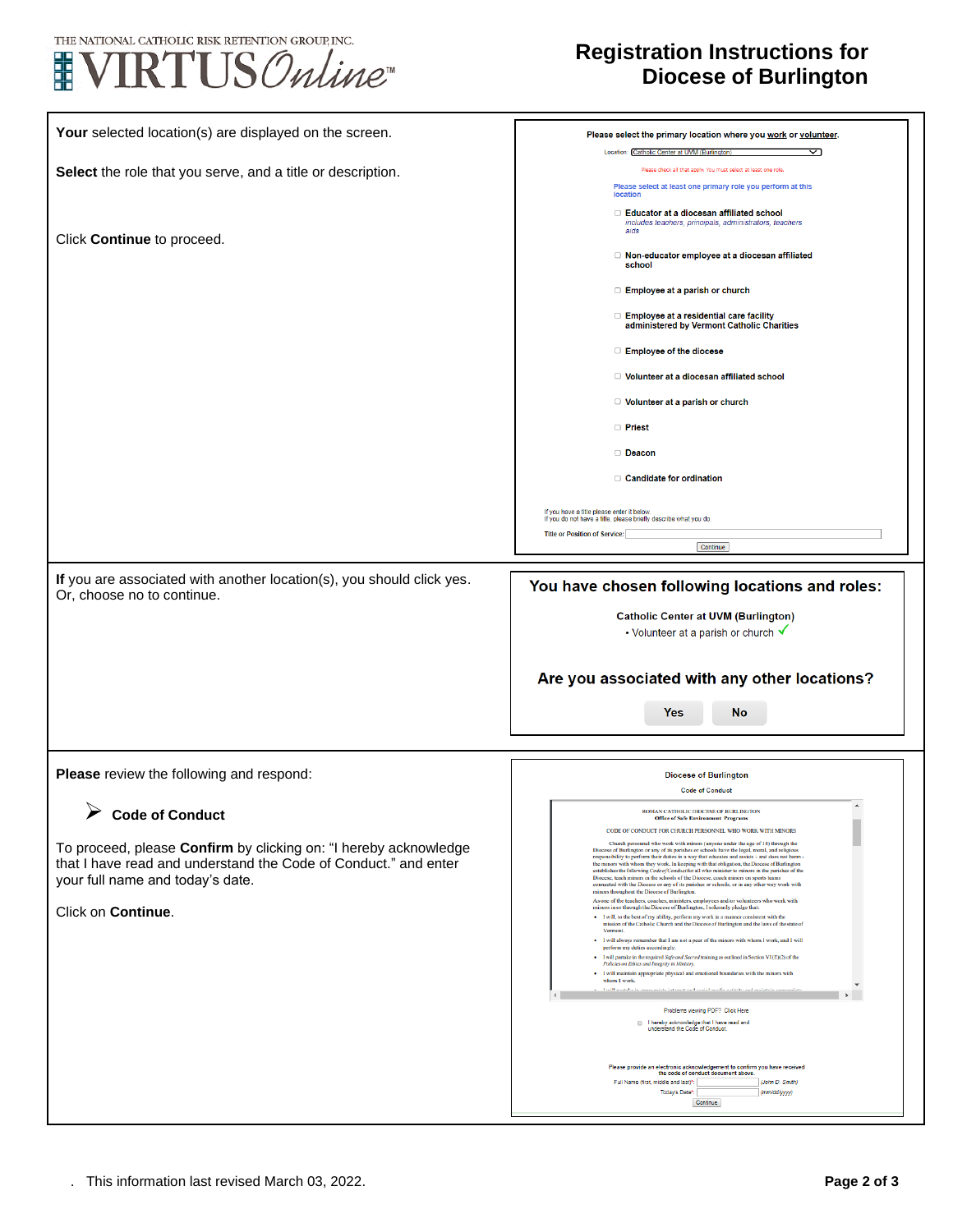**Your** selected location(s) are displayed on the screen.

**Select** the role that you serve, and a title or description.

Click **Continue** to proceed.

Please select the primary location where you work or volunteer.

Location: Catholic Center at UVM (Burlington)

Please check all that apply. You must select at least one role.

Please select at least one primary role you perform at this location

- Educator at a diocesan affiliated school *includes teachers, principals, administrators, teachers aids*
- Non-educator employee at a diocesan affiliated school
- Employee at a parish or church
- Employee at a residential care facility administered by Vermont Catholic Charities
- Employee of the diocese
- Volunteer at a diocesan affiliated school
- Volunteer at a parish or church
- Priest
- Deacon
- Candidate for ordination

If you have a title please enter it below.
If you do not have a title, please briefly describe what you do.

Title or Position of Service:

Continue

---

**If** you are associated with another location(s), you should click yes. Or, choose no to continue.

**You have chosen following locations and roles:**

**Catholic Center at UVM (Burlington)**

• Volunteer at a parish or church ✓

**Are you associated with any other locations?**

Yes | No

---

**Please** review the following and respond:

- **Code of Conduct**

To proceed, please **Confirm** by clicking on: "I hereby acknowledge that I have read and understand the Code of Conduct." and enter your full name and today's date.

Click on **Continue**.

Diocese of Burlington

Code of Conduct

Problems viewing PDF? Click Here

I hereby acknowledge that I have read and understand the Code of Conduct.

Please provide an electronic acknowledgement to confirm you have received the code of conduct document above.

Full Name (first, middle and last)*: (John D. Smith)

Today's Date*: (mm/dd/yyyy)

Continue

---

. This information last revised March 03, 2022.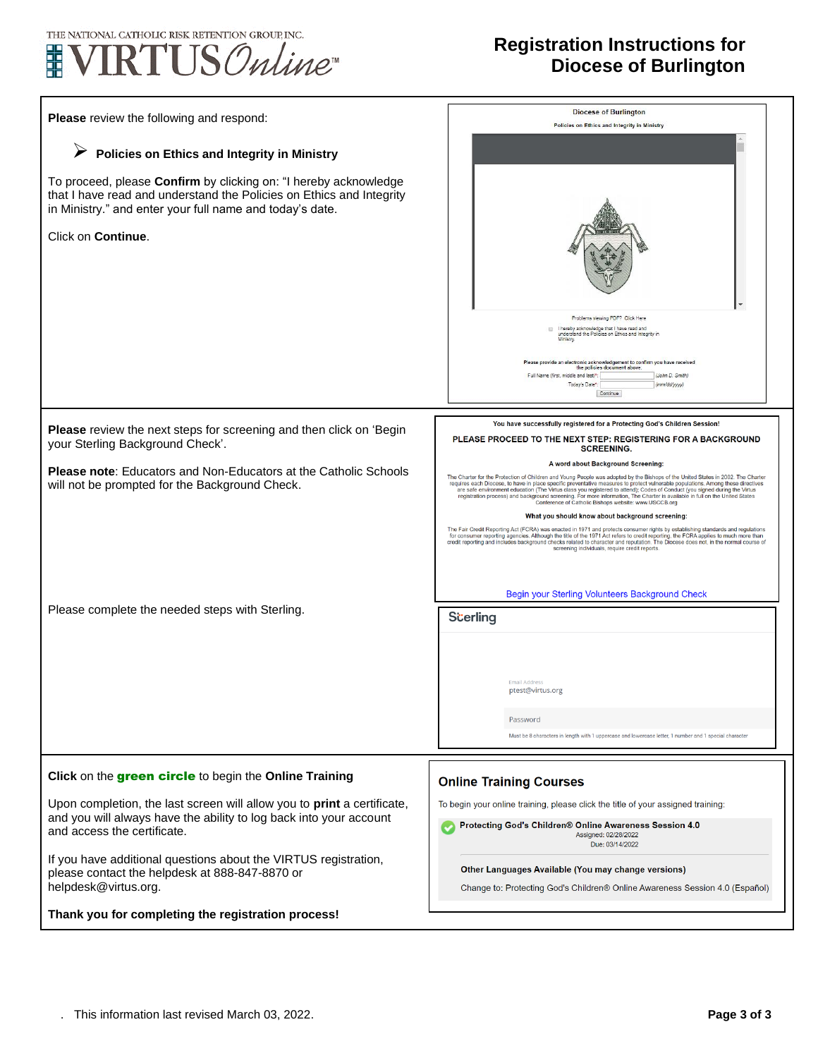# Registration Instructions for Diocese of Burlington

**Please** review the following and respond:

➢ **Policies on Ethics and Integrity in Ministry**

To proceed, please **Confirm** by clicking on: "I hereby acknowledge that I have read and understand the Policies on Ethics and Integrity in Ministry." and enter your full name and today's date.

Click on **Continue**.

Diocese of Burlington

Policies on Ethics and Integrity in Ministry

Problems viewing PDF? Click Here

I hereby acknowledge that I have read and understand the Policies on Ethics and Integrity in Ministry.

Please provide an electronic acknowledgement to confirm you have received the policies document above.

Full Name (first, middle and last)*: (John D. Smith)

Today's Date*: (mm/dd/yyyy)

Continue

---

**Please** review the next steps for screening and then click on 'Begin your Sterling Background Check'.

**Please note**: Educators and Non-Educators at the Catholic Schools will not be prompted for the Background Check.

You have successfully registered for a Protecting God's Children Session!

PLEASE PROCEED TO THE NEXT STEP: REGISTERING FOR A BACKGROUND SCREENING.

A word about Background Screening:

The Charter for the Protection of Children and Young People was adopted by the Bishops of the United States in 2002. The Charter requires each Diocese, to have in place specific preventative measures to protect vulnerable populations. Among these directives are safe environment education (The Virtus class you registered to attend); Codes of Conduct (you signed during the Virtus registration process) and background screening. For more information, The Charter is available in full on the United States Conference of Catholic Bishops website: www.USCCB.org

What you should know about background screening:

The Fair Credit Reporting Act (FCRA) was enacted in 1971 and protects consumer rights by establishing standards and regulations for consumer reporting agencies. Although the title of the 1971 Act refers to credit reporting, the FCRA applies to much more than credit reporting and includes background checks related to character and reputation. The Diocese does not, in the normal course of screening individuals, require credit reports.

Begin your Sterling Volunteers Background Check

Please complete the needed steps with Sterling.

Sterling

Email Address
ptest@virtus.org

Password

Must be 8 characters in length with 1 uppercase and lowercase letter, 1 number and 1 special character

---

**Click** on the **green circle** to begin the **Online Training**

Upon completion, the last screen will allow you to **print** a certificate, and you will always have the ability to log back into your account and access the certificate.

If you have additional questions about the VIRTUS registration, please contact the helpdesk at 888-847-8870 or helpdesk@virtus.org.

**Thank you for completing the registration process!**

Online Training Courses

To begin your online training, please click the title of your assigned training:

**Protecting God's Children® Online Awareness Session 4.0**
Assigned: 02/28/2022
Due: 03/14/2022

**Other Languages Available (You may change versions)**

Change to: Protecting God's Children® Online Awareness Session 4.0 (Español)

This information last revised March 03, 2022.